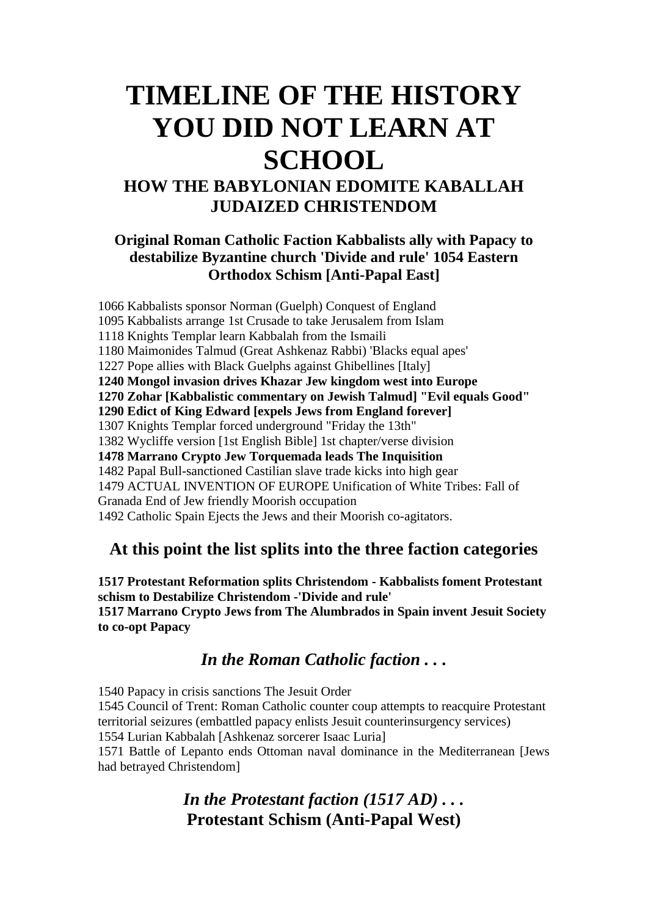# TIMELINE OF THE HISTORY YOU DID NOT LEARN AT SCHOOL

## HOW THE BABYLONIAN EDOMITE KABALLAH JUDAIZED CHRISTENDOM

### Original Roman Catholic Faction Kabbalists ally with Papacy to destabilize Byzantine church 'Divide and rule' 1054 Eastern Orthodox Schism [Anti-Papal East]

1066 Kabbalists sponsor Norman (Guelph) Conquest of England
1095 Kabbalists arrange 1st Crusade to take Jerusalem from Islam
1118 Knights Templar learn Kabbalah from the Ismaili
1180 Maimonides Talmud (Great Ashkenaz Rabbi) 'Blacks equal apes'
1227 Pope allies with Black Guelphs against Ghibellines [Italy]
**1240 Mongol invasion drives Khazar Jew kingdom west into Europe**
**1270 Zohar [Kabbalistic commentary on Jewish Talmud] "Evil equals Good"**
**1290 Edict of King Edward [expels Jews from England forever]**
1307 Knights Templar forced underground "Friday the 13th"
1382 Wycliffe version [1st English Bible] 1st chapter/verse division
**1478 Marrano Crypto Jew Torquemada leads The Inquisition**
1482 Papal Bull-sanctioned Castilian slave trade kicks into high gear
1479 ACTUAL INVENTION OF EUROPE Unification of White Tribes: Fall of Granada End of Jew friendly Moorish occupation
1492 Catholic Spain Ejects the Jews and their Moorish co-agitators.

## At this point the list splits into the three faction categories

**1517 Protestant Reformation splits Christendom - Kabbalists foment Protestant schism to Destabilize Christendom -'Divide and rule'**
**1517 Marrano Crypto Jews from The Alumbrados in Spain invent Jesuit Society to co-opt Papacy**

## *In the Roman Catholic faction . . .*

1540 Papacy in crisis sanctions The Jesuit Order
1545 Council of Trent: Roman Catholic counter coup attempts to reacquire Protestant territorial seizures (embattled papacy enlists Jesuit counterinsurgency services)
1554 Lurian Kabbalah [Ashkenaz sorcerer Isaac Luria]
1571 Battle of Lepanto ends Ottoman naval dominance in the Mediterranean [Jews had betrayed Christendom]

## *In the Protestant faction (1517 AD) . . .*
## Protestant Schism (Anti-Papal West)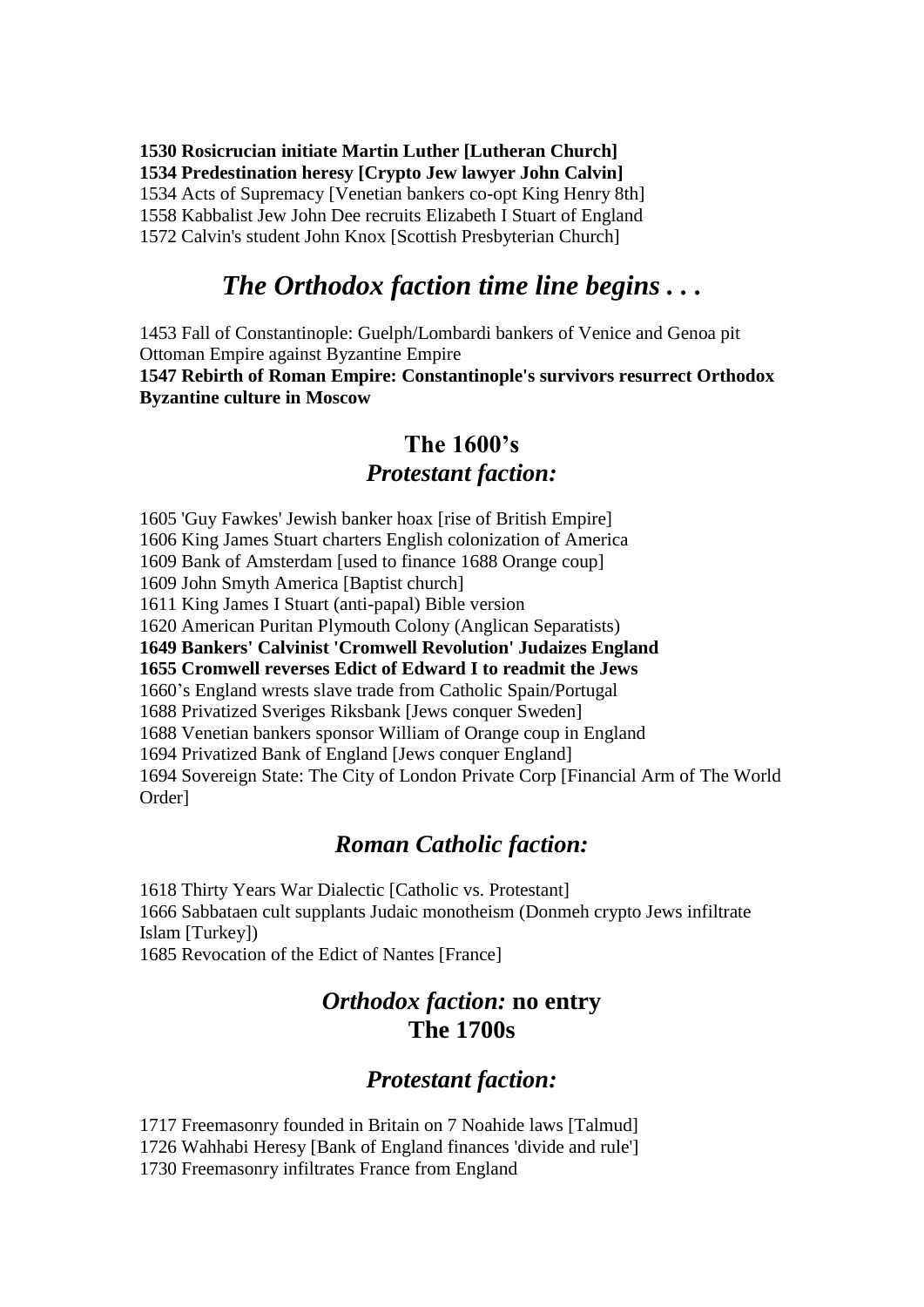**1530 Rosicrucian initiate Martin Luther [Lutheran Church]**
**1534 Predestination heresy [Crypto Jew lawyer John Calvin]**
1534 Acts of Supremacy [Venetian bankers co-opt King Henry 8th]
1558 Kabbalist Jew John Dee recruits Elizabeth I Stuart of England
1572 Calvin's student John Knox [Scottish Presbyterian Church]

# *The Orthodox faction time line begins . . .*

1453 Fall of Constantinople: Guelph/Lombardi bankers of Venice and Genoa pit Ottoman Empire against Byzantine Empire
**1547 Rebirth of Roman Empire: Constantinople's survivors resurrect Orthodox Byzantine culture in Moscow**

## The 1600's

## *Protestant faction:*

1605 'Guy Fawkes' Jewish banker hoax [rise of British Empire]
1606 King James Stuart charters English colonization of America
1609 Bank of Amsterdam [used to finance 1688 Orange coup]
1609 John Smyth America [Baptist church]
1611 King James I Stuart (anti-papal) Bible version
1620 American Puritan Plymouth Colony (Anglican Separatists)
**1649 Bankers' Calvinist 'Cromwell Revolution' Judaizes England**
**1655 Cromwell reverses Edict of Edward I to readmit the Jews**
1660's England wrests slave trade from Catholic Spain/Portugal
1688 Privatized Sveriges Riksbank [Jews conquer Sweden]
1688 Venetian bankers sponsor William of Orange coup in England
1694 Privatized Bank of England [Jews conquer England]
1694 Sovereign State: The City of London Private Corp [Financial Arm of The World Order]

## *Roman Catholic faction:*

1618 Thirty Years War Dialectic [Catholic vs. Protestant]
1666 Sabbataen cult supplants Judaic monotheism (Donmeh crypto Jews infiltrate Islam [Turkey])
1685 Revocation of the Edict of Nantes [France]

## *Orthodox faction:* no entry

## The 1700s

## *Protestant faction:*

1717 Freemasonry founded in Britain on 7 Noahide laws [Talmud]
1726 Wahhabi Heresy [Bank of England finances 'divide and rule']
1730 Freemasonry infiltrates France from England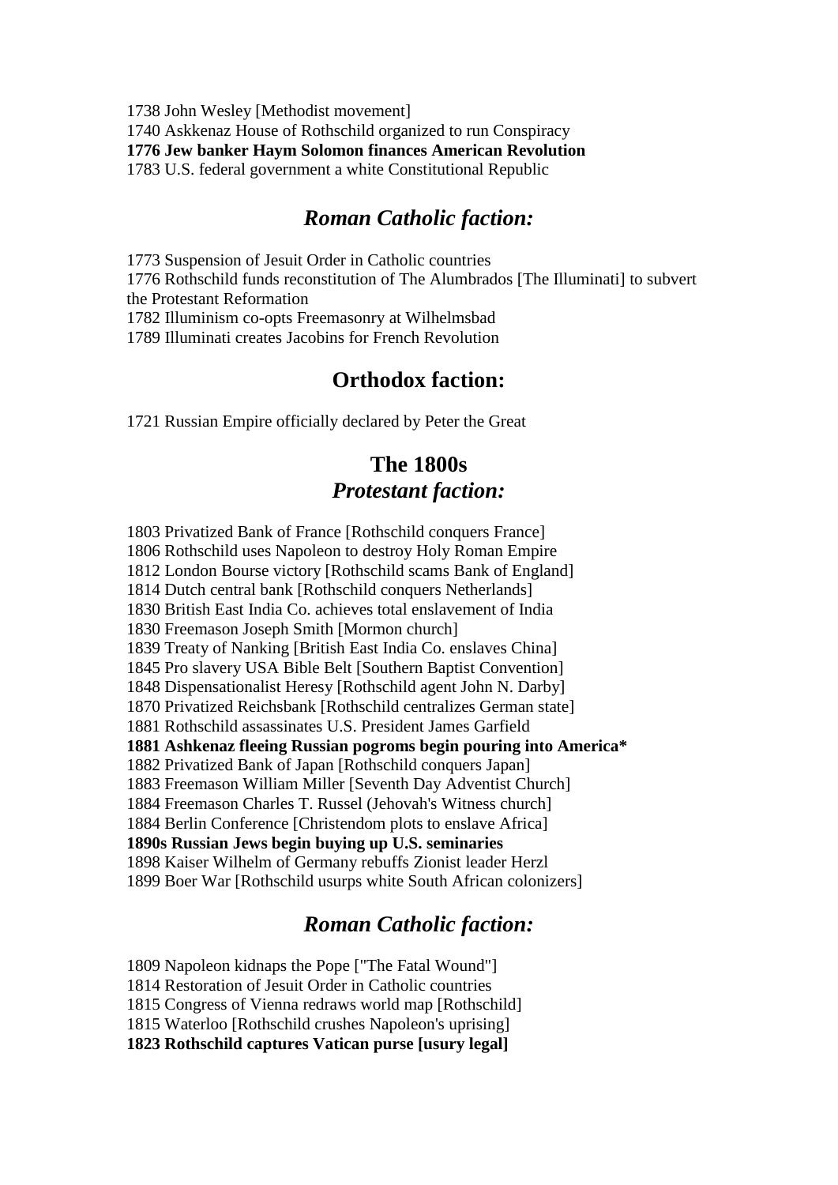1738 John Wesley [Methodist movement]
1740 Askkenaz House of Rothschild organized to run Conspiracy
**1776 Jew banker Haym Solomon finances American Revolution**
1783 U.S. federal government a white Constitutional Republic

## *Roman Catholic faction:*

1773 Suspension of Jesuit Order in Catholic countries
1776 Rothschild funds reconstitution of The Alumbrados [The Illuminati] to subvert the Protestant Reformation
1782 Illuminism co-opts Freemasonry at Wilhelmsbad
1789 Illuminati creates Jacobins for French Revolution

## Orthodox faction:

1721 Russian Empire officially declared by Peter the Great

## The 1800s

## *Protestant faction:*

1803 Privatized Bank of France [Rothschild conquers France]
1806 Rothschild uses Napoleon to destroy Holy Roman Empire
1812 London Bourse victory [Rothschild scams Bank of England]
1814 Dutch central bank [Rothschild conquers Netherlands]
1830 British East India Co. achieves total enslavement of India
1830 Freemason Joseph Smith [Mormon church]
1839 Treaty of Nanking [British East India Co. enslaves China]
1845 Pro slavery USA Bible Belt [Southern Baptist Convention]
1848 Dispensationalist Heresy [Rothschild agent John N. Darby]
1870 Privatized Reichsbank [Rothschild centralizes German state]
1881 Rothschild assassinates U.S. President James Garfield
**1881 Ashkenaz fleeing Russian pogroms begin pouring into America***
1882 Privatized Bank of Japan [Rothschild conquers Japan]
1883 Freemason William Miller [Seventh Day Adventist Church]
1884 Freemason Charles T. Russel (Jehovah's Witness church]
1884 Berlin Conference [Christendom plots to enslave Africa]
**1890s Russian Jews begin buying up U.S. seminaries**
1898 Kaiser Wilhelm of Germany rebuffs Zionist leader Herzl
1899 Boer War [Rothschild usurps white South African colonizers]

## *Roman Catholic faction:*

1809 Napoleon kidnaps the Pope ["The Fatal Wound"]
1814 Restoration of Jesuit Order in Catholic countries
1815 Congress of Vienna redraws world map [Rothschild]
1815 Waterloo [Rothschild crushes Napoleon's uprising]
**1823 Rothschild captures Vatican purse [usury legal]**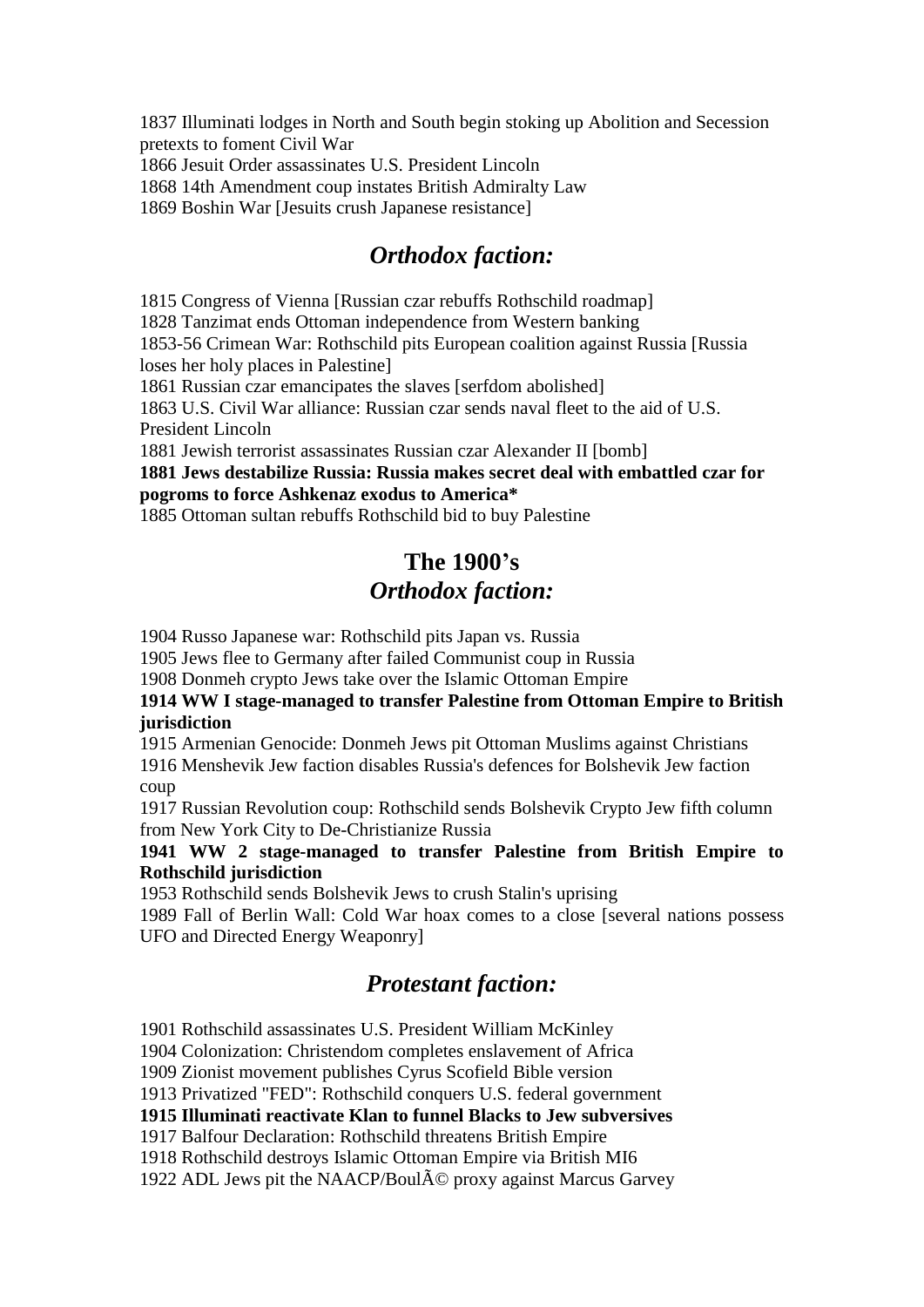1837 Illuminati lodges in North and South begin stoking up Abolition and Secession pretexts to foment Civil War
1866 Jesuit Order assassinates U.S. President Lincoln
1868 14th Amendment coup instates British Admiralty Law
1869 Boshin War [Jesuits crush Japanese resistance]

## *Orthodox faction:*

1815 Congress of Vienna [Russian czar rebuffs Rothschild roadmap]
1828 Tanzimat ends Ottoman independence from Western banking
1853-56 Crimean War: Rothschild pits European coalition against Russia [Russia loses her holy places in Palestine]
1861 Russian czar emancipates the slaves [serfdom abolished]
1863 U.S. Civil War alliance: Russian czar sends naval fleet to the aid of U.S. President Lincoln
1881 Jewish terrorist assassinates Russian czar Alexander II [bomb]
**1881 Jews destabilize Russia: Russia makes secret deal with embattled czar for pogroms to force Ashkenaz exodus to America***
1885 Ottoman sultan rebuffs Rothschild bid to buy Palestine

# The 1900's

## *Orthodox faction:*

1904 Russo Japanese war: Rothschild pits Japan vs. Russia
1905 Jews flee to Germany after failed Communist coup in Russia
1908 Donmeh crypto Jews take over the Islamic Ottoman Empire
**1914 WW I stage-managed to transfer Palestine from Ottoman Empire to British jurisdiction**
1915 Armenian Genocide: Donmeh Jews pit Ottoman Muslims against Christians
1916 Menshevik Jew faction disables Russia's defences for Bolshevik Jew faction coup
1917 Russian Revolution coup: Rothschild sends Bolshevik Crypto Jew fifth column from New York City to De-Christianize Russia
**1941 WW 2 stage-managed to transfer Palestine from British Empire to Rothschild jurisdiction**
1953 Rothschild sends Bolshevik Jews to crush Stalin's uprising
1989 Fall of Berlin Wall: Cold War hoax comes to a close [several nations possess UFO and Directed Energy Weaponry]

## *Protestant faction:*

1901 Rothschild assassinates U.S. President William McKinley
1904 Colonization: Christendom completes enslavement of Africa
1909 Zionist movement publishes Cyrus Scofield Bible version
1913 Privatized "FED": Rothschild conquers U.S. federal government
**1915 Illuminati reactivate Klan to funnel Blacks to Jew subversives**
1917 Balfour Declaration: Rothschild threatens British Empire
1918 Rothschild destroys Islamic Ottoman Empire via British MI6
1922 ADL Jews pit the NAACP/BoulÃ© proxy against Marcus Garvey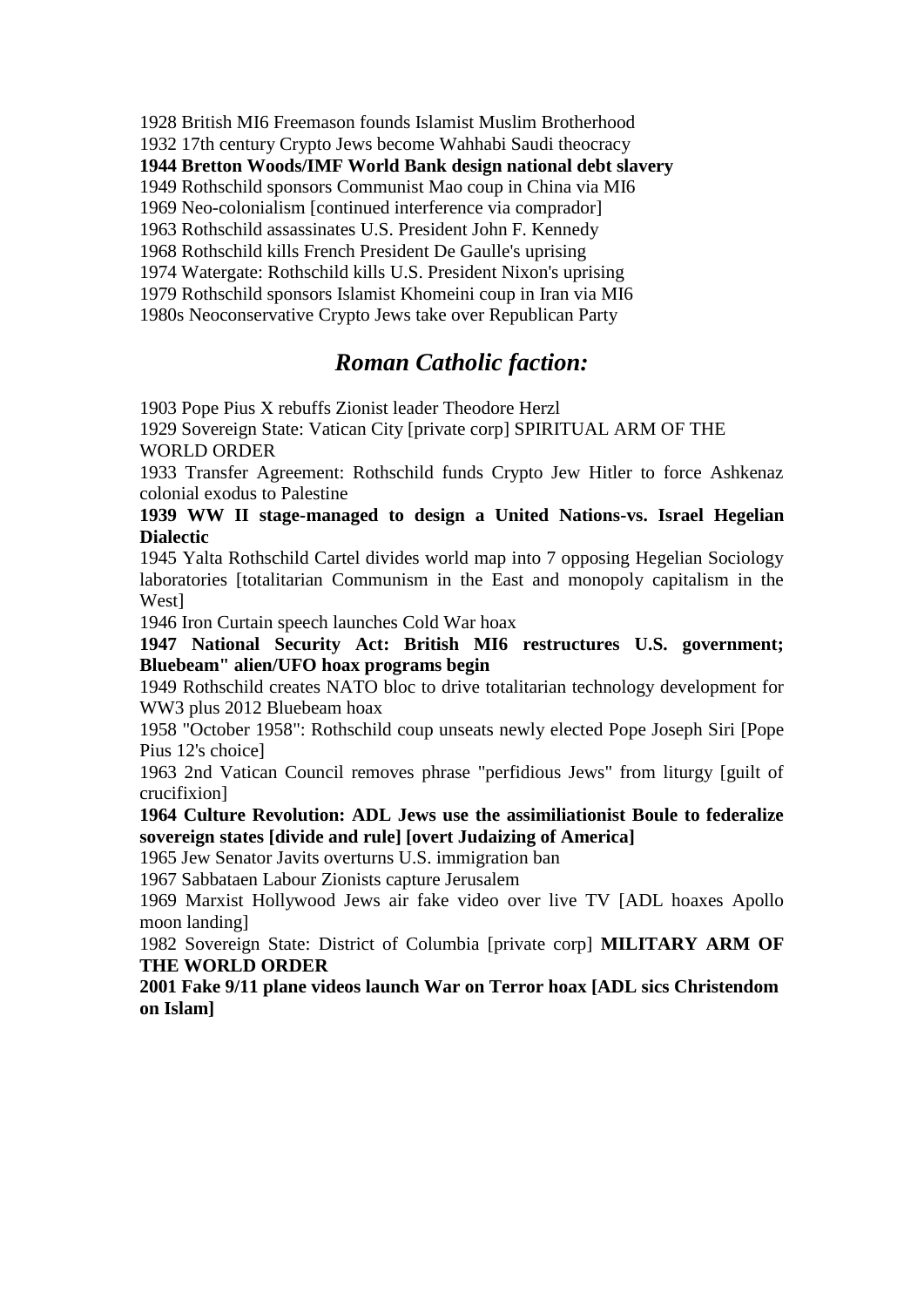1928 British MI6 Freemason founds Islamist Muslim Brotherhood
1932 17th century Crypto Jews become Wahhabi Saudi theocracy
**1944 Bretton Woods/IMF World Bank design national debt slavery**
1949 Rothschild sponsors Communist Mao coup in China via MI6
1969 Neo-colonialism [continued interference via comprador]
1963 Rothschild assassinates U.S. President John F. Kennedy
1968 Rothschild kills French President De Gaulle's uprising
1974 Watergate: Rothschild kills U.S. President Nixon's uprising
1979 Rothschild sponsors Islamist Khomeini coup in Iran via MI6
1980s Neoconservative Crypto Jews take over Republican Party

## *Roman Catholic faction:*

1903 Pope Pius X rebuffs Zionist leader Theodore Herzl

1929 Sovereign State: Vatican City [private corp] SPIRITUAL ARM OF THE WORLD ORDER

1933 Transfer Agreement: Rothschild funds Crypto Jew Hitler to force Ashkenaz colonial exodus to Palestine

**1939 WW II stage-managed to design a United Nations-vs. Israel Hegelian Dialectic**

1945 Yalta Rothschild Cartel divides world map into 7 opposing Hegelian Sociology laboratories [totalitarian Communism in the East and monopoly capitalism in the West]

1946 Iron Curtain speech launches Cold War hoax

**1947 National Security Act: British MI6 restructures U.S. government; Bluebeam" alien/UFO hoax programs begin**

1949 Rothschild creates NATO bloc to drive totalitarian technology development for WW3 plus 2012 Bluebeam hoax

1958 "October 1958": Rothschild coup unseats newly elected Pope Joseph Siri [Pope Pius 12's choice]

1963 2nd Vatican Council removes phrase "perfidious Jews" from liturgy [guilt of crucifixion]

**1964 Culture Revolution: ADL Jews use the assimiliationist Boule to federalize sovereign states [divide and rule] [overt Judaizing of America]**

1965 Jew Senator Javits overturns U.S. immigration ban

1967 Sabbataen Labour Zionists capture Jerusalem

1969 Marxist Hollywood Jews air fake video over live TV [ADL hoaxes Apollo moon landing]

1982 Sovereign State: District of Columbia [private corp] **MILITARY ARM OF THE WORLD ORDER**

**2001 Fake 9/11 plane videos launch War on Terror hoax [ADL sics Christendom on Islam]**